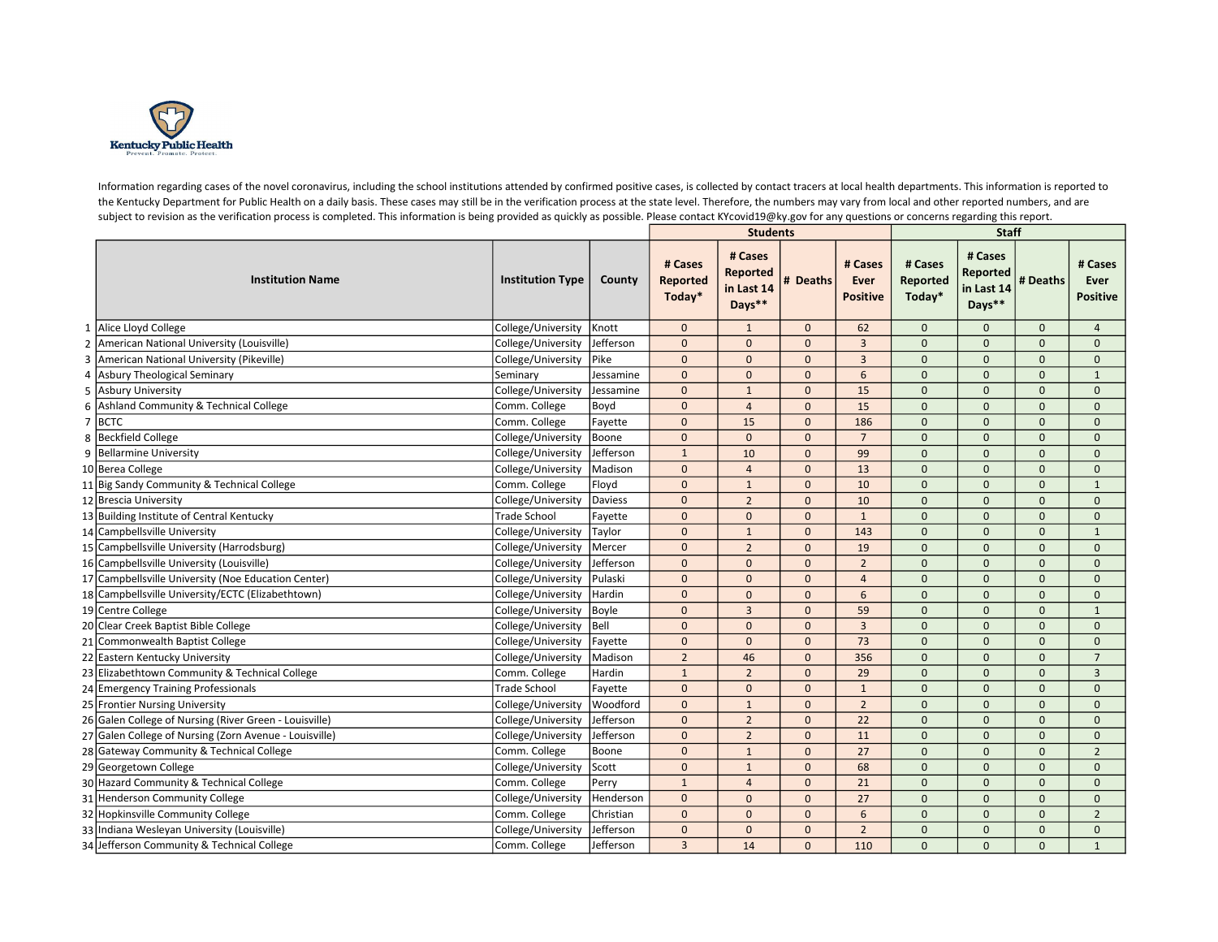Kentucky Public Health
Prevent. Promote. Protect.

Information regarding cases of the novel coronavirus, including the school institutions attended by confirmed positive cases, is collected by contact tracers at local health departments. This information is reported to the Kentucky Department for Public Health on a daily basis. These cases may still be in the verification process at the state level. Therefore, the numbers may vary from local and other reported numbers, and are subject to revision as the verification process is completed. This information is being provided as quickly as possible. Please contact KYcovid19@ky.gov for any questions or concerns regarding this report.

| | | | | Students | | | | Staff | | | |
|---|---|---|---|---|---|---|---|---|---|---|---|
| | Institution Name | Institution Type | County | # Cases Reported Today* | # Cases Reported in Last 14 Days** | # Deaths | # Cases Ever Positive | # Cases Reported Today* | # Cases Reported in Last 14 Days** | # Deaths | # Cases Ever Positive |
| 1 | Alice Lloyd College | College/University | Knott | 0 | 1 | 0 | 62 | 0 | 0 | 0 | 4 |
| 2 | American National University (Louisville) | College/University | Jefferson | 0 | 0 | 0 | 3 | 0 | 0 | 0 | 0 |
| 3 | American National University (Pikeville) | College/University | Pike | 0 | 0 | 0 | 3 | 0 | 0 | 0 | 0 |
| 4 | Asbury Theological Seminary | Seminary | Jessamine | 0 | 0 | 0 | 6 | 0 | 0 | 0 | 1 |
| 5 | Asbury University | College/University | Jessamine | 0 | 1 | 0 | 15 | 0 | 0 | 0 | 0 |
| 6 | Ashland Community & Technical College | Comm. College | Boyd | 0 | 4 | 0 | 15 | 0 | 0 | 0 | 0 |
| 7 | BCTC | Comm. College | Fayette | 0 | 15 | 0 | 186 | 0 | 0 | 0 | 0 |
| 8 | Beckfield College | College/University | Boone | 0 | 0 | 0 | 7 | 0 | 0 | 0 | 0 |
| 9 | Bellarmine University | College/University | Jefferson | 1 | 10 | 0 | 99 | 0 | 0 | 0 | 0 |
| 10 | Berea College | College/University | Madison | 0 | 4 | 0 | 13 | 0 | 0 | 0 | 0 |
| 11 | Big Sandy Community & Technical College | Comm. College | Floyd | 0 | 1 | 0 | 10 | 0 | 0 | 0 | 1 |
| 12 | Brescia University | College/University | Daviess | 0 | 2 | 0 | 10 | 0 | 0 | 0 | 0 |
| 13 | Building Institute of Central Kentucky | Trade School | Fayette | 0 | 0 | 0 | 1 | 0 | 0 | 0 | 0 |
| 14 | Campbellsville University | College/University | Taylor | 0 | 1 | 0 | 143 | 0 | 0 | 0 | 1 |
| 15 | Campbellsville University (Harrodsburg) | College/University | Mercer | 0 | 2 | 0 | 19 | 0 | 0 | 0 | 0 |
| 16 | Campbellsville University (Louisville) | College/University | Jefferson | 0 | 0 | 0 | 2 | 0 | 0 | 0 | 0 |
| 17 | Campbellsville University (Noe Education Center) | College/University | Pulaski | 0 | 0 | 0 | 4 | 0 | 0 | 0 | 0 |
| 18 | Campbellsville University/ECTC (Elizabethtown) | College/University | Hardin | 0 | 0 | 0 | 6 | 0 | 0 | 0 | 0 |
| 19 | Centre College | College/University | Boyle | 0 | 3 | 0 | 59 | 0 | 0 | 0 | 1 |
| 20 | Clear Creek Baptist Bible College | College/University | Bell | 0 | 0 | 0 | 3 | 0 | 0 | 0 | 0 |
| 21 | Commonwealth Baptist College | College/University | Fayette | 0 | 0 | 0 | 73 | 0 | 0 | 0 | 0 |
| 22 | Eastern Kentucky University | College/University | Madison | 2 | 46 | 0 | 356 | 0 | 0 | 0 | 7 |
| 23 | Elizabethtown Community & Technical College | Comm. College | Hardin | 1 | 2 | 0 | 29 | 0 | 0 | 0 | 3 |
| 24 | Emergency Training Professionals | Trade School | Fayette | 0 | 0 | 0 | 1 | 0 | 0 | 0 | 0 |
| 25 | Frontier Nursing University | College/University | Woodford | 0 | 1 | 0 | 2 | 0 | 0 | 0 | 0 |
| 26 | Galen College of Nursing (River Green - Louisville) | College/University | Jefferson | 0 | 2 | 0 | 22 | 0 | 0 | 0 | 0 |
| 27 | Galen College of Nursing (Zorn Avenue - Louisville) | College/University | Jefferson | 0 | 2 | 0 | 11 | 0 | 0 | 0 | 0 |
| 28 | Gateway Community & Technical College | Comm. College | Boone | 0 | 1 | 0 | 27 | 0 | 0 | 0 | 2 |
| 29 | Georgetown College | College/University | Scott | 0 | 1 | 0 | 68 | 0 | 0 | 0 | 0 |
| 30 | Hazard Community & Technical College | Comm. College | Perry | 1 | 4 | 0 | 21 | 0 | 0 | 0 | 0 |
| 31 | Henderson Community College | College/University | Henderson | 0 | 0 | 0 | 27 | 0 | 0 | 0 | 0 |
| 32 | Hopkinsville Community College | Comm. College | Christian | 0 | 0 | 0 | 6 | 0 | 0 | 0 | 2 |
| 33 | Indiana Wesleyan University (Louisville) | College/University | Jefferson | 0 | 0 | 0 | 2 | 0 | 0 | 0 | 0 |
| 34 | Jefferson Community & Technical College | Comm. College | Jefferson | 3 | 14 | 0 | 110 | 0 | 0 | 0 | 1 |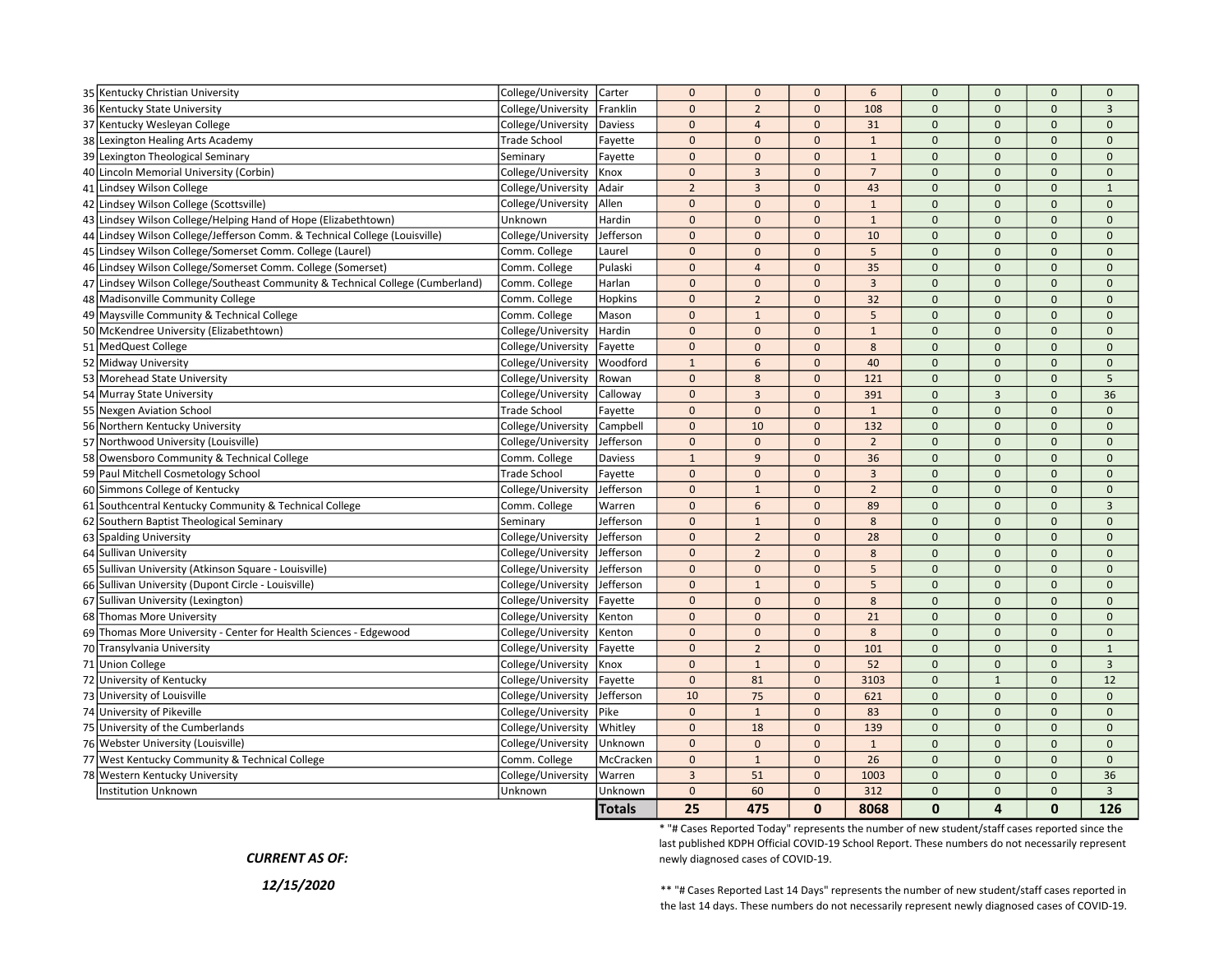| | | | | | | | | | | | |
|---|---|---|---|---|---|---|---|---|---|---|---|
| 35 | Kentucky Christian University | College/University | Carter | 0 | 0 | 0 | 6 | 0 | 0 | 0 | 0 |
| 36 | Kentucky State University | College/University | Franklin | 0 | 2 | 0 | 108 | 0 | 0 | 0 | 3 |
| 37 | Kentucky Wesleyan College | College/University | Daviess | 0 | 4 | 0 | 31 | 0 | 0 | 0 | 0 |
| 38 | Lexington Healing Arts Academy | Trade School | Fayette | 0 | 0 | 0 | 1 | 0 | 0 | 0 | 0 |
| 39 | Lexington Theological Seminary | Seminary | Fayette | 0 | 0 | 0 | 1 | 0 | 0 | 0 | 0 |
| 40 | Lincoln Memorial University (Corbin) | College/University | Knox | 0 | 3 | 0 | 7 | 0 | 0 | 0 | 0 |
| 41 | Lindsey Wilson College | College/University | Adair | 2 | 3 | 0 | 43 | 0 | 0 | 0 | 1 |
| 42 | Lindsey Wilson College (Scottsville) | College/University | Allen | 0 | 0 | 0 | 1 | 0 | 0 | 0 | 0 |
| 43 | Lindsey Wilson College/Helping Hand of Hope (Elizabethtown) | Unknown | Hardin | 0 | 0 | 0 | 1 | 0 | 0 | 0 | 0 |
| 44 | Lindsey Wilson College/Jefferson Comm. & Technical College (Louisville) | College/University | Jefferson | 0 | 0 | 0 | 10 | 0 | 0 | 0 | 0 |
| 45 | Lindsey Wilson College/Somerset Comm. College (Laurel) | Comm. College | Laurel | 0 | 0 | 0 | 5 | 0 | 0 | 0 | 0 |
| 46 | Lindsey Wilson College/Somerset Comm. College (Somerset) | Comm. College | Pulaski | 0 | 4 | 0 | 35 | 0 | 0 | 0 | 0 |
| 47 | Lindsey Wilson College/Southeast Community & Technical College (Cumberland) | Comm. College | Harlan | 0 | 0 | 0 | 3 | 0 | 0 | 0 | 0 |
| 48 | Madisonville Community College | Comm. College | Hopkins | 0 | 2 | 0 | 32 | 0 | 0 | 0 | 0 |
| 49 | Maysville Community & Technical College | Comm. College | Mason | 0 | 1 | 0 | 5 | 0 | 0 | 0 | 0 |
| 50 | McKendree University (Elizabethtown) | College/University | Hardin | 0 | 0 | 0 | 1 | 0 | 0 | 0 | 0 |
| 51 | MedQuest College | College/University | Fayette | 0 | 0 | 0 | 8 | 0 | 0 | 0 | 0 |
| 52 | Midway University | College/University | Woodford | 1 | 6 | 0 | 40 | 0 | 0 | 0 | 0 |
| 53 | Morehead State University | College/University | Rowan | 0 | 8 | 0 | 121 | 0 | 0 | 0 | 5 |
| 54 | Murray State University | College/University | Calloway | 0 | 3 | 0 | 391 | 0 | 3 | 0 | 36 |
| 55 | Nexgen Aviation School | Trade School | Fayette | 0 | 0 | 0 | 1 | 0 | 0 | 0 | 0 |
| 56 | Northern Kentucky University | College/University | Campbell | 0 | 10 | 0 | 132 | 0 | 0 | 0 | 0 |
| 57 | Northwood University (Louisville) | College/University | Jefferson | 0 | 0 | 0 | 2 | 0 | 0 | 0 | 0 |
| 58 | Owensboro Community & Technical College | Comm. College | Daviess | 1 | 9 | 0 | 36 | 0 | 0 | 0 | 0 |
| 59 | Paul Mitchell Cosmetology School | Trade School | Fayette | 0 | 0 | 0 | 3 | 0 | 0 | 0 | 0 |
| 60 | Simmons College of Kentucky | College/University | Jefferson | 0 | 1 | 0 | 2 | 0 | 0 | 0 | 0 |
| 61 | Southcentral Kentucky Community & Technical College | Comm. College | Warren | 0 | 6 | 0 | 89 | 0 | 0 | 0 | 3 |
| 62 | Southern Baptist Theological Seminary | Seminary | Jefferson | 0 | 1 | 0 | 8 | 0 | 0 | 0 | 0 |
| 63 | Spalding University | College/University | Jefferson | 0 | 2 | 0 | 28 | 0 | 0 | 0 | 0 |
| 64 | Sullivan University | College/University | Jefferson | 0 | 2 | 0 | 8 | 0 | 0 | 0 | 0 |
| 65 | Sullivan University (Atkinson Square - Louisville) | College/University | Jefferson | 0 | 0 | 0 | 5 | 0 | 0 | 0 | 0 |
| 66 | Sullivan University (Dupont Circle - Louisville) | College/University | Jefferson | 0 | 1 | 0 | 5 | 0 | 0 | 0 | 0 |
| 67 | Sullivan University (Lexington) | College/University | Fayette | 0 | 0 | 0 | 8 | 0 | 0 | 0 | 0 |
| 68 | Thomas More University | College/University | Kenton | 0 | 0 | 0 | 21 | 0 | 0 | 0 | 0 |
| 69 | Thomas More University - Center for Health Sciences - Edgewood | College/University | Kenton | 0 | 0 | 0 | 8 | 0 | 0 | 0 | 0 |
| 70 | Transylvania University | College/University | Fayette | 0 | 2 | 0 | 101 | 0 | 0 | 0 | 1 |
| 71 | Union College | College/University | Knox | 0 | 1 | 0 | 52 | 0 | 0 | 0 | 3 |
| 72 | University of Kentucky | College/University | Fayette | 0 | 81 | 0 | 3103 | 0 | 1 | 0 | 12 |
| 73 | University of Louisville | College/University | Jefferson | 10 | 75 | 0 | 621 | 0 | 0 | 0 | 0 |
| 74 | University of Pikeville | College/University | Pike | 0 | 1 | 0 | 83 | 0 | 0 | 0 | 0 |
| 75 | University of the Cumberlands | College/University | Whitley | 0 | 18 | 0 | 139 | 0 | 0 | 0 | 0 |
| 76 | Webster University (Louisville) | College/University | Unknown | 0 | 0 | 0 | 1 | 0 | 0 | 0 | 0 |
| 77 | West Kentucky Community & Technical College | Comm. College | McCracken | 0 | 1 | 0 | 26 | 0 | 0 | 0 | 0 |
| 78 | Western Kentucky University | College/University | Warren | 3 | 51 | 0 | 1003 | 0 | 0 | 0 | 36 |
| | Institution Unknown | Unknown | Unknown | 0 | 60 | 0 | 312 | 0 | 0 | 0 | 3 |
| | | | **Totals** | **25** | **475** | **0** | **8068** | **0** | **4** | **0** | **126** |

*CURRENT AS OF:*

*12/15/2020*

* "# Cases Reported Today" represents the number of new student/staff cases reported since the last published KDPH Official COVID-19 School Report. These numbers do not necessarily represent newly diagnosed cases of COVID-19.

** "# Cases Reported Last 14 Days" represents the number of new student/staff cases reported in the last 14 days. These numbers do not necessarily represent newly diagnosed cases of COVID-19.